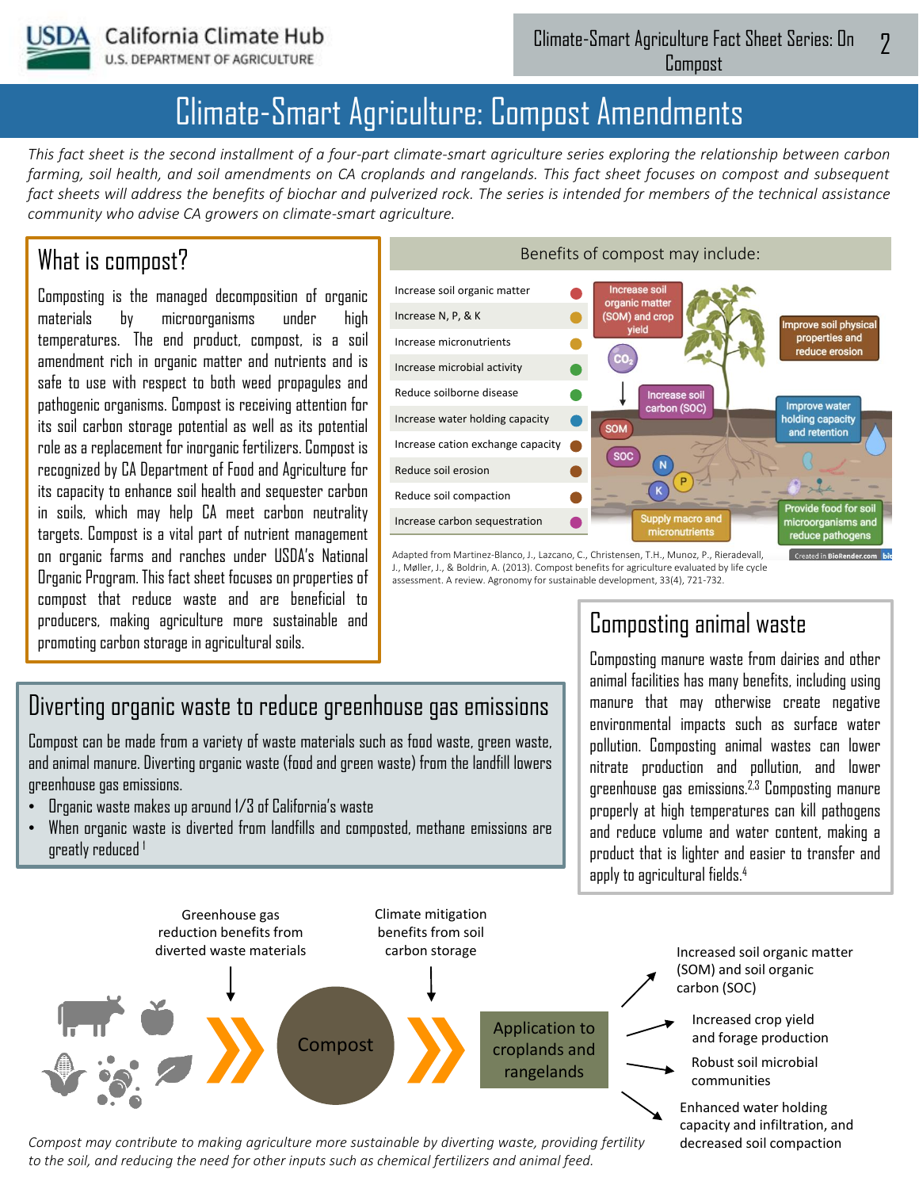# Climate-Smart Agriculture: Compost Amendments

*This fact sheet is the second installment of a four-part climate-smart agriculture series exploring the relationship between carbon farming, soil health, and soil amendments on CA croplands and rangelands. This fact sheet focuses on compost and subsequent fact sheets will address the benefits of biochar and pulverized rock. The series is intended for members of the technical assistance community who advise CA growers on climate-smart agriculture.*

## What is compost?

Composting is the managed decomposition of organic materials by microorganisms under high temperatures. The end product, compost, is a soil amendment rich in organic matter and nutrients and is safe to use with respect to both weed propagules and pathogenic organisms. Compost is receiving attention for its soil carbon storage potential as well as its potential role as a replacement for inorganic fertilizers. Compost is recognized by CA Department of Food and Agriculture for its capacity to enhance soil health and sequester carbon in soils, which may help CA meet carbon neutrality targets. Compost is a vital part of nutrient management on organic farms and ranches under USDA's National Organic Program. This fact sheet focuses on properties of compost that reduce waste and are beneficial to producers, making agriculture more sustainable and promoting carbon storage in agricultural soils.

### Benefits of compost may include:

- Increase soil organic matter
- Increase N, P, & K
- Increase micronutrients
- Increase microbial activity
- Reduce soilborne disease
- Increase water holding capacity
- Increase cation exchange capacity
- Reduce soil erosion
- Reduce soil compaction
- Increase carbon sequestration

Increase soil organic matter (SOM) and crop yield; Improve soil physical properties and reduce erosion; $CO_2$; Increase soil carbon (SOC); SOM; SOC; N; P; K; Improve water holding capacity and retention; Supply macro and micronutrients; Provide food for soil microorganisms and reduce pathogens

Adapted from Martinez-Blanco, J., Lazcano, C., Christensen, T.H., Munoz, P., Rieradevall, J., Møller, J., & Boldrin, A. (2013). Compost benefits for agriculture evaluated by life cycle assessment. A review. Agronomy for sustainable development, 33(4), 721-732.

## Diverting organic waste to reduce greenhouse gas emissions

Compost can be made from a variety of waste materials such as food waste, green waste, and animal manure. Diverting organic waste (food and green waste) from the landfill lowers greenhouse gas emissions.

- Organic waste makes up around 1/3 of California's waste
- When organic waste is diverted from landfills and composted, methane emissions are greatly reduced [1]

## Composting animal waste

Composting manure waste from dairies and other animal facilities has many benefits, including using manure that may otherwise create negative environmental impacts such as surface water pollution. Composting animal wastes can lower nitrate production and pollution, and lower greenhouse gas emissions.[2,3] Composting manure properly at high temperatures can kill pathogens and reduce volume and water content, making a product that is lighter and easier to transfer and apply to agricultural fields.[4]

Greenhouse gas reduction benefits from diverted waste materials → Compost → Climate mitigation benefits from soil carbon storage → Application to croplands and rangelands →

- Increased soil organic matter (SOM) and soil organic carbon (SOC)
- Increased crop yield and forage production
- Robust soil microbial communities
- Enhanced water holding capacity and infiltration, and decreased soil compaction

*Compost may contribute to making agriculture more sustainable by diverting waste, providing fertility to the soil, and reducing the need for other inputs such as chemical fertilizers and animal feed.*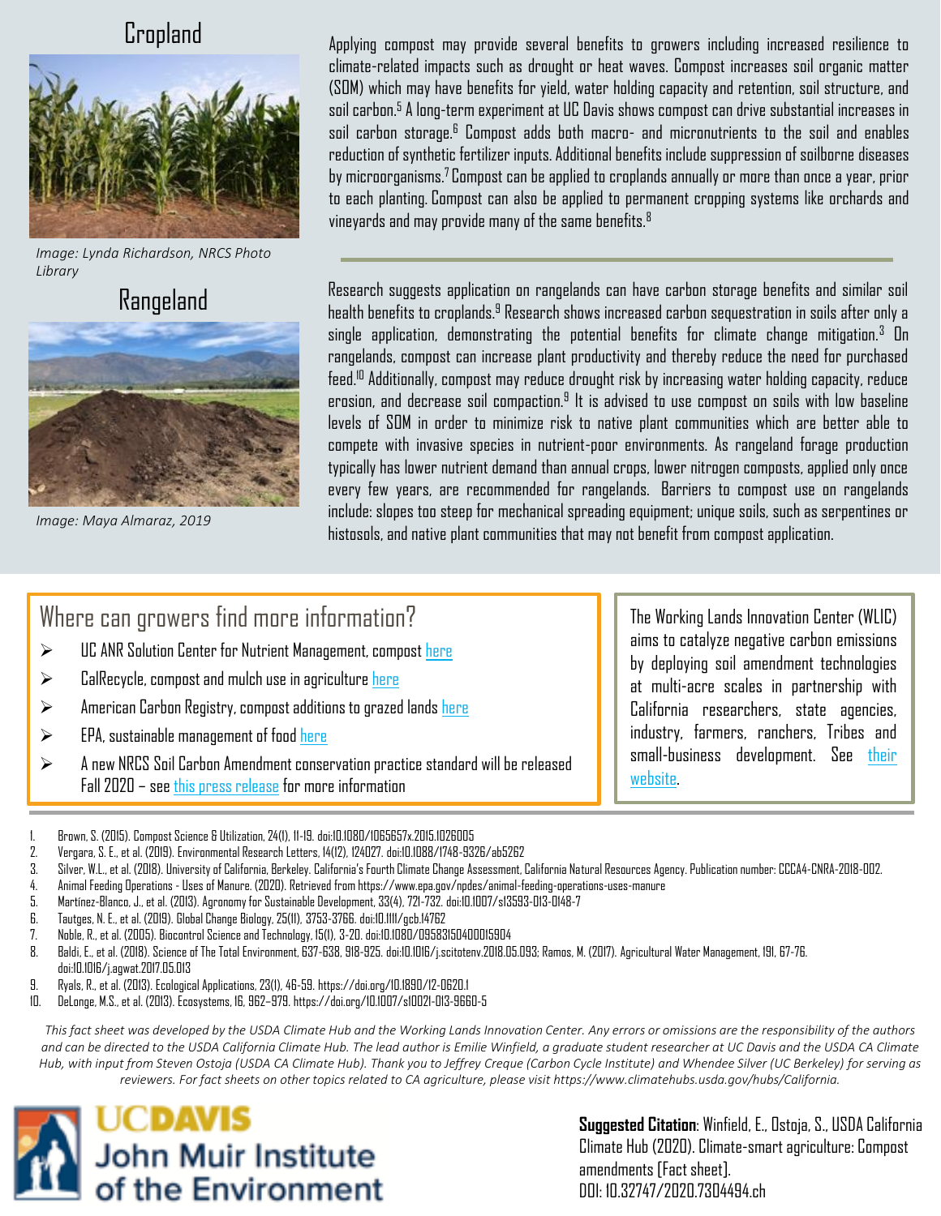## Cropland

*Image: Lynda Richardson, NRCS Photo Library*

Applying compost may provide several benefits to growers including increased resilience to climate-related impacts such as drought or heat waves. Compost increases soil organic matter (SOM) which may have benefits for yield, water holding capacity and retention, soil structure, and soil carbon.[5] A long-term experiment at UC Davis shows compost can drive substantial increases in soil carbon storage.[6] Compost adds both macro- and micronutrients to the soil and enables reduction of synthetic fertilizer inputs. Additional benefits include suppression of soilborne diseases by microorganisms.[7] Compost can be applied to croplands annually or more than once a year, prior to each planting. Compost can also be applied to permanent cropping systems like orchards and vineyards and may provide many of the same benefits.[8]

## Rangeland

*Image: Maya Almaraz, 2019*

Research suggests application on rangelands can have carbon storage benefits and similar soil health benefits to croplands.[9] Research shows increased carbon sequestration in soils after only a single application, demonstrating the potential benefits for climate change mitigation.[3] On rangelands, compost can increase plant productivity and thereby reduce the need for purchased feed.[10] Additionally, compost may reduce drought risk by increasing water holding capacity, reduce erosion, and decrease soil compaction.[9] It is advised to use compost on soils with low baseline levels of SOM in order to minimize risk to native plant communities which are better able to compete with invasive species in nutrient-poor environments. As rangeland forage production typically has lower nutrient demand than annual crops, lower nitrogen composts, applied only once every few years, are recommended for rangelands. Barriers to compost use on rangelands include: slopes too steep for mechanical spreading equipment; unique soils, such as serpentines or histosols, and native plant communities that may not benefit from compost application.

## Where can growers find more information?

- UC ANR Solution Center for Nutrient Management, compost here
- CalRecycle, compost and mulch use in agriculture here
- American Carbon Registry, compost additions to grazed lands here
- EPA, sustainable management of food here
- A new NRCS Soil Carbon Amendment conservation practice standard will be released Fall 2020 – see this press release for more information

The Working Lands Innovation Center (WLIC) aims to catalyze negative carbon emissions by deploying soil amendment technologies at multi-acre scales in partnership with California researchers, state agencies, industry, farmers, ranchers, Tribes and small-business development. See their website.

1. Brown, S. (2015). Compost Science & Utilization, 24(1), 11-19. doi:10.1080/1065657x.2015.1026005
2. Vergara, S. E., et al. (2019). Environmental Research Letters, 14(12), 124027. doi:10.1088/1748-9326/ab5262
3. Silver, W.L., et al. (2018). University of California, Berkeley. California's Fourth Climate Change Assessment, California Natural Resources Agency. Publication number: CCCA4-CNRA-2018-002.
4. Animal Feeding Operations - Uses of Manure. (2020). Retrieved from https://www.epa.gov/npdes/animal-feeding-operations-uses-manure
5. Martinez-Blanco, J., et al. (2013). Agronomy for Sustainable Development, 33(4), 721-732. doi:10.1007/s13593-013-0148-7
6. Tautges, N. E., et al. (2019). Global Change Biology, 25(11), 3753-3766. doi:10.1111/gcb.14762
7. Noble, R., et al. (2005). Biocontrol Science and Technology, 15(1), 3-20. doi:10.1080/09583150400015904
8. Baldi, E., et al. (2018). Science of The Total Environment, 637-638, 918-925. doi:10.1016/j.scitotenv.2018.05.093; Ramos, M. (2017). Agricultural Water Management, 191, 67-76. doi:10.1016/j.agwat.2017.05.013
9. Ryals, R., et al. (2013). Ecological Applications, 23(1), 46-59. https://doi.org/10.1890/12-0620.1
10. DeLonge, M.S., et al. (2013). Ecosystems, 16, 962–979. https://doi.org/10.1007/s10021-013-9660-5

*This fact sheet was developed by the USDA Climate Hub and the Working Lands Innovation Center. Any errors or omissions are the responsibility of the authors and can be directed to the USDA California Climate Hub. The lead author is Emilie Winfield, a graduate student researcher at UC Davis and the USDA CA Climate Hub, with input from Steven Ostoja (USDA CA Climate Hub). Thank you to Jeffrey Creque (Carbon Cycle Institute) and Whendee Silver (UC Berkeley) for serving as reviewers. For fact sheets on other topics related to CA agriculture, please visit https://www.climatehubs.usda.gov/hubs/California.*

UC DAVIS John Muir Institute of the Environment

**Suggested Citation**: Winfield, E., Ostoja, S., USDA California Climate Hub (2020). Climate-smart agriculture: Compost amendments [Fact sheet]. DOI: 10.32747/2020.7304494.ch